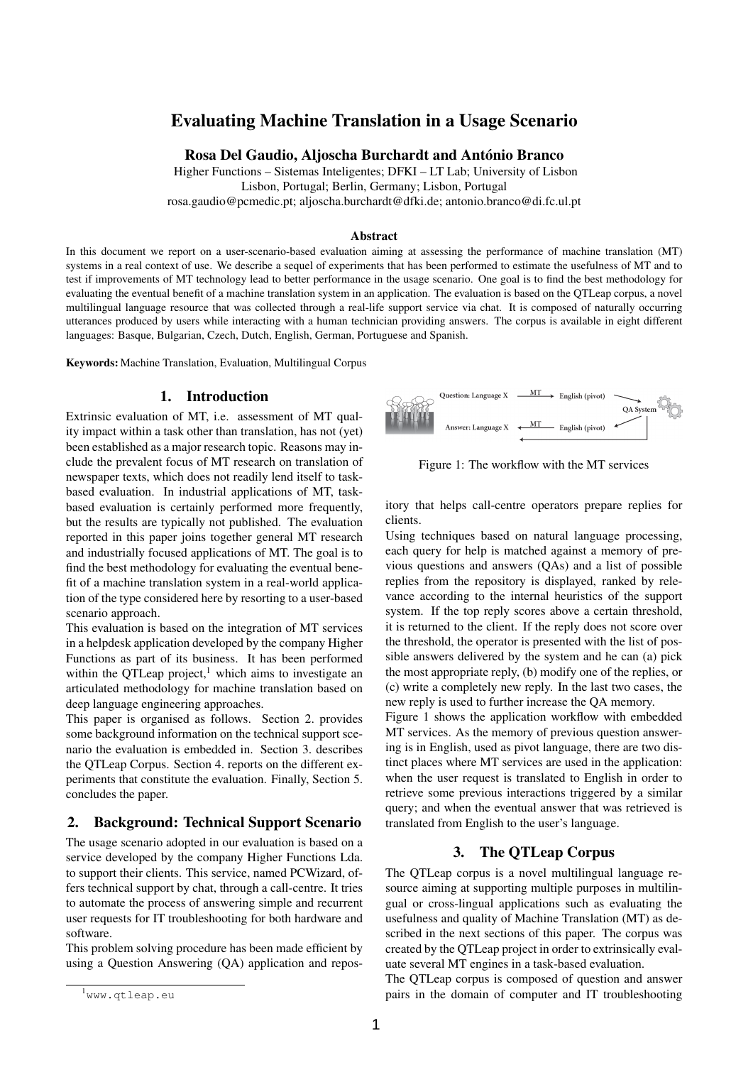# Evaluating Machine Translation in a Usage Scenario

**Rosa Del Gaudio, Aljoscha Burchardt and António Branco**

Higher Functions – Sistemas Inteligentes; DFKI – LT Lab; University of Lisbon
Lisbon, Portugal; Berlin, Germany; Lisbon, Portugal
rosa.gaudio@pcmedic.pt; aljoscha.burchardt@dfki.de; antonio.branco@di.fc.ul.pt

### Abstract

In this document we report on a user-scenario-based evaluation aiming at assessing the performance of machine translation (MT) systems in a real context of use. We describe a sequel of experiments that has been performed to estimate the usefulness of MT and to test if improvements of MT technology lead to better performance in the usage scenario. One goal is to find the best methodology for evaluating the eventual benefit of a machine translation system in an application. The evaluation is based on the QTLeap corpus, a novel multilingual language resource that was collected through a real-life support service via chat. It is composed of naturally occurring utterances produced by users while interacting with a human technician providing answers. The corpus is available in eight different languages: Basque, Bulgarian, Czech, Dutch, English, German, Portuguese and Spanish.

**Keywords:** Machine Translation, Evaluation, Multilingual Corpus

## 1. Introduction

Extrinsic evaluation of MT, i.e. assessment of MT quality impact within a task other than translation, has not (yet) been established as a major research topic. Reasons may include the prevalent focus of MT research on translation of newspaper texts, which does not readily lend itself to task-based evaluation. In industrial applications of MT, task-based evaluation is certainly performed more frequently, but the results are typically not published. The evaluation reported in this paper joins together general MT research and industrially focused applications of MT. The goal is to find the best methodology for evaluating the eventual benefit of a machine translation system in a real-world application of the type considered here by resorting to a user-based scenario approach.

This evaluation is based on the integration of MT services in a helpdesk application developed by the company Higher Functions as part of its business. It has been performed within the QTLeap project,[1] which aims to investigate an articulated methodology for machine translation based on deep language engineering approaches.

This paper is organised as follows. Section 2. provides some background information on the technical support scenario the evaluation is embedded in. Section 3. describes the QTLeap Corpus. Section 4. reports on the different experiments that constitute the evaluation. Finally, Section 5. concludes the paper.

## 2. Background: Technical Support Scenario

The usage scenario adopted in our evaluation is based on a service developed by the company Higher Functions Lda. to support their clients. This service, named PCWizard, offers technical support by chat, through a call-centre. It tries to automate the process of answering simple and recurrent user requests for IT troubleshooting for both hardware and software.

This problem solving procedure has been made efficient by using a Question Answering (QA) application and repository that helps call-centre operators prepare replies for clients.

Question: Language X —MT→ English (pivot) → QA System
Answer: Language X ←MT— English (pivot)

Figure 1: The workflow with the MT services

Using techniques based on natural language processing, each query for help is matched against a memory of previous questions and answers (QAs) and a list of possible replies from the repository is displayed, ranked by relevance according to the internal heuristics of the support system. If the top reply scores above a certain threshold, it is returned to the client. If the reply does not score over the threshold, the operator is presented with the list of possible answers delivered by the system and he can (a) pick the most appropriate reply, (b) modify one of the replies, or (c) write a completely new reply. In the last two cases, the new reply is used to further increase the QA memory.

Figure 1 shows the application workflow with embedded MT services. As the memory of previous question answering is in English, used as pivot language, there are two distinct places where MT services are used in the application: when the user request is translated to English in order to retrieve some previous interactions triggered by a similar query; and when the eventual answer that was retrieved is translated from English to the user's language.

## 3. The QTLeap Corpus

The QTLeap corpus is a novel multilingual language resource aiming at supporting multiple purposes in multilingual or cross-lingual applications such as evaluating the usefulness and quality of Machine Translation (MT) as described in the next sections of this paper. The corpus was created by the QTLeap project in order to extrinsically evaluate several MT engines in a task-based evaluation.

The QTLeap corpus is composed of question and answer pairs in the domain of computer and IT troubleshooting

[1] www.qtleap.eu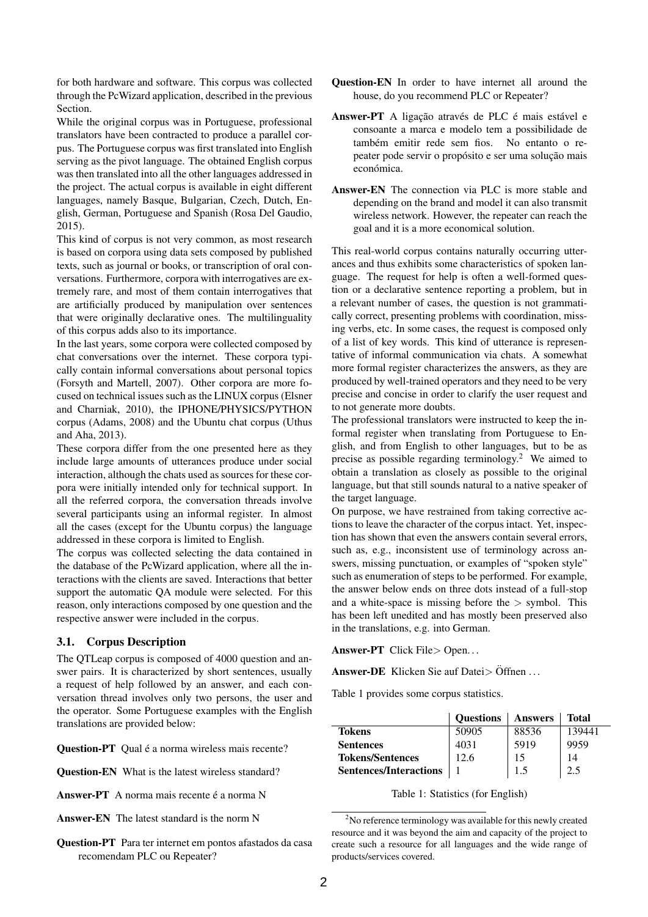for both hardware and software. This corpus was collected through the PcWizard application, described in the previous Section.

While the original corpus was in Portuguese, professional translators have been contracted to produce a parallel corpus. The Portuguese corpus was first translated into English serving as the pivot language. The obtained English corpus was then translated into all the other languages addressed in the project. The actual corpus is available in eight different languages, namely Basque, Bulgarian, Czech, Dutch, English, German, Portuguese and Spanish (Rosa Del Gaudio, 2015).

This kind of corpus is not very common, as most research is based on corpora using data sets composed by published texts, such as journal or books, or transcription of oral conversations. Furthermore, corpora with interrogatives are extremely rare, and most of them contain interrogatives that are artificially produced by manipulation over sentences that were originally declarative ones. The multilinguality of this corpus adds also to its importance.

In the last years, some corpora were collected composed by chat conversations over the internet. These corpora typically contain informal conversations about personal topics (Forsyth and Martell, 2007). Other corpora are more focused on technical issues such as the LINUX corpus (Elsner and Charniak, 2010), the IPHONE/PHYSICS/PYTHON corpus (Adams, 2008) and the Ubuntu chat corpus (Uthus and Aha, 2013).

These corpora differ from the one presented here as they include large amounts of utterances produce under social interaction, although the chats used as sources for these corpora were initially intended only for technical support. In all the referred corpora, the conversation threads involve several participants using an informal register. In almost all the cases (except for the Ubuntu corpus) the language addressed in these corpora is limited to English.

The corpus was collected selecting the data contained in the database of the PcWizard application, where all the interactions with the clients are saved. Interactions that better support the automatic QA module were selected. For this reason, only interactions composed by one question and the respective answer were included in the corpus.

### 3.1. Corpus Description

The QTLeap corpus is composed of 4000 question and answer pairs. It is characterized by short sentences, usually a request of help followed by an answer, and each conversation thread involves only two persons, the user and the operator. Some Portuguese examples with the English translations are provided below:

**Question-PT** Qual é a norma wireless mais recente?

**Question-EN** What is the latest wireless standard?

**Answer-PT** A norma mais recente é a norma N

**Answer-EN** The latest standard is the norm N

**Question-PT** Para ter internet em pontos afastados da casa recomendam PLC ou Repeater?

**Question-EN** In order to have internet all around the house, do you recommend PLC or Repeater?

**Answer-PT** A ligação através de PLC é mais estável e consoante a marca e modelo tem a possibilidade de também emitir rede sem fios. No entanto o repeater pode servir o propósito e ser uma solução mais económica.

**Answer-EN** The connection via PLC is more stable and depending on the brand and model it can also transmit wireless network. However, the repeater can reach the goal and it is a more economical solution.

This real-world corpus contains naturally occurring utterances and thus exhibits some characteristics of spoken language. The request for help is often a well-formed question or a declarative sentence reporting a problem, but in a relevant number of cases, the question is not grammatically correct, presenting problems with coordination, missing verbs, etc. In some cases, the request is composed only of a list of key words. This kind of utterance is representative of informal communication via chats. A somewhat more formal register characterizes the answers, as they are produced by well-trained operators and they need to be very precise and concise in order to clarify the user request and to not generate more doubts.

The professional translators were instructed to keep the informal register when translating from Portuguese to English, and from English to other languages, but to be as precise as possible regarding terminology.[2] We aimed to obtain a translation as closely as possible to the original language, but that still sounds natural to a native speaker of the target language.

On purpose, we have restrained from taking corrective actions to leave the character of the corpus intact. Yet, inspection has shown that even the answers contain several errors, such as, e.g., inconsistent use of terminology across answers, missing punctuation, or examples of "spoken style" such as enumeration of steps to be performed. For example, the answer below ends on three dots instead of a full-stop and a white-space is missing before the > symbol. This has been left unedited and has mostly been preserved also in the translations, e.g. into German.

**Answer-PT** Click File> Open...

**Answer-DE** Klicken Sie auf Datei> Öffnen ...

Table 1 provides some corpus statistics.

| | Questions | Answers | Total |
|---|---|---|---|
| **Tokens** | 50905 | 88536 | 139441 |
| **Sentences** | 4031 | 5919 | 9959 |
| **Tokens/Sentences** | 12.6 | 15 | 14 |
| **Sentences/Interactions** | 1 | 1.5 | 2.5 |

Table 1: Statistics (for English)

[2] No reference terminology was available for this newly created resource and it was beyond the aim and capacity of the project to create such a resource for all languages and the wide range of products/services covered.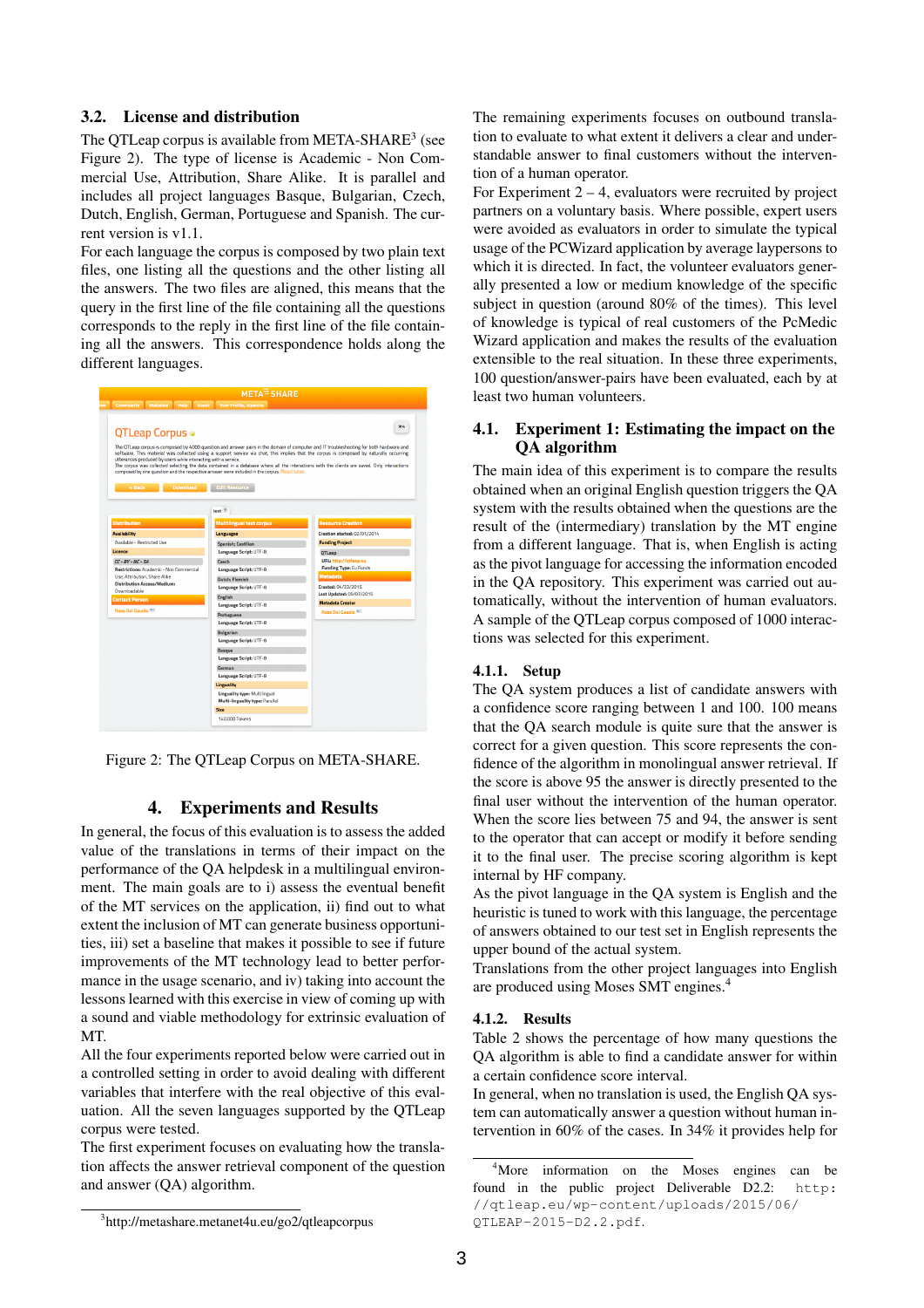### 3.2. License and distribution

The QTLeap corpus is available from META-SHARE[3] (see Figure 2). The type of license is Academic - Non Commercial Use, Attribution, Share Alike. It is parallel and includes all project languages Basque, Bulgarian, Czech, Dutch, English, German, Portuguese and Spanish. The current version is v1.1.

For each language the corpus is composed by two plain text files, one listing all the questions and the other listing all the answers. The two files are aligned, this means that the query in the first line of the file containing all the questions corresponds to the reply in the first line of the file containing all the answers. This correspondence holds along the different languages.

Figure 2: The QTLeap Corpus on META-SHARE.

## 4. Experiments and Results

In general, the focus of this evaluation is to assess the added value of the translations in terms of their impact on the performance of the QA helpdesk in a multilingual environment. The main goals are to i) assess the eventual benefit of the MT services on the application, ii) find out to what extent the inclusion of MT can generate business opportunities, iii) set a baseline that makes it possible to see if future improvements of the MT technology lead to better performance in the usage scenario, and iv) taking into account the lessons learned with this exercise in view of coming up with a sound and viable methodology for extrinsic evaluation of MT.

All the four experiments reported below were carried out in a controlled setting in order to avoid dealing with different variables that interfere with the real objective of this evaluation. All the seven languages supported by the QTLeap corpus were tested.

The first experiment focuses on evaluating how the translation affects the answer retrieval component of the question and answer (QA) algorithm.

The remaining experiments focuses on outbound translation to evaluate to what extent it delivers a clear and understandable answer to final customers without the intervention of a human operator.

For Experiment 2 – 4, evaluators were recruited by project partners on a voluntary basis. Where possible, expert users were avoided as evaluators in order to simulate the typical usage of the PCWizard application by average laypersons to which it is directed. In fact, the volunteer evaluators generally presented a low or medium knowledge of the specific subject in question (around 80% of the times). This level of knowledge is typical of real customers of the PcMedic Wizard application and makes the results of the evaluation extensible to the real situation. In these three experiments, 100 question/answer-pairs have been evaluated, each by at least two human volunteers.

### 4.1. Experiment 1: Estimating the impact on the QA algorithm

The main idea of this experiment is to compare the results obtained when an original English question triggers the QA system with the results obtained when the questions are the result of the (intermediary) translation by the MT engine from a different language. That is, when English is acting as the pivot language for accessing the information encoded in the QA repository. This experiment was carried out automatically, without the intervention of human evaluators. A sample of the QTLeap corpus composed of 1000 interactions was selected for this experiment.

#### 4.1.1. Setup

The QA system produces a list of candidate answers with a confidence score ranging between 1 and 100. 100 means that the QA search module is quite sure that the answer is correct for a given question. This score represents the confidence of the algorithm in monolingual answer retrieval. If the score is above 95 the answer is directly presented to the final user without the intervention of the human operator. When the score lies between 75 and 94, the answer is sent to the operator that can accept or modify it before sending it to the final user. The precise scoring algorithm is kept internal by HF company.

As the pivot language in the QA system is English and the heuristic is tuned to work with this language, the percentage of answers obtained to our test set in English represents the upper bound of the actual system.

Translations from the other project languages into English are produced using Moses SMT engines.[4]

#### 4.1.2. Results

Table 2 shows the percentage of how many questions the QA algorithm is able to find a candidate answer for within a certain confidence score interval.

In general, when no translation is used, the English QA system can automatically answer a question without human intervention in 60% of the cases. In 34% it provides help for

[3] http://metashare.metanet4u.eu/go2/qtleapcorpus

[4] More information on the Moses engines can be found in the public project Deliverable D2.2: http://qtleap.eu/wp-content/uploads/2015/06/QTLEAP-2015-D2.2.pdf.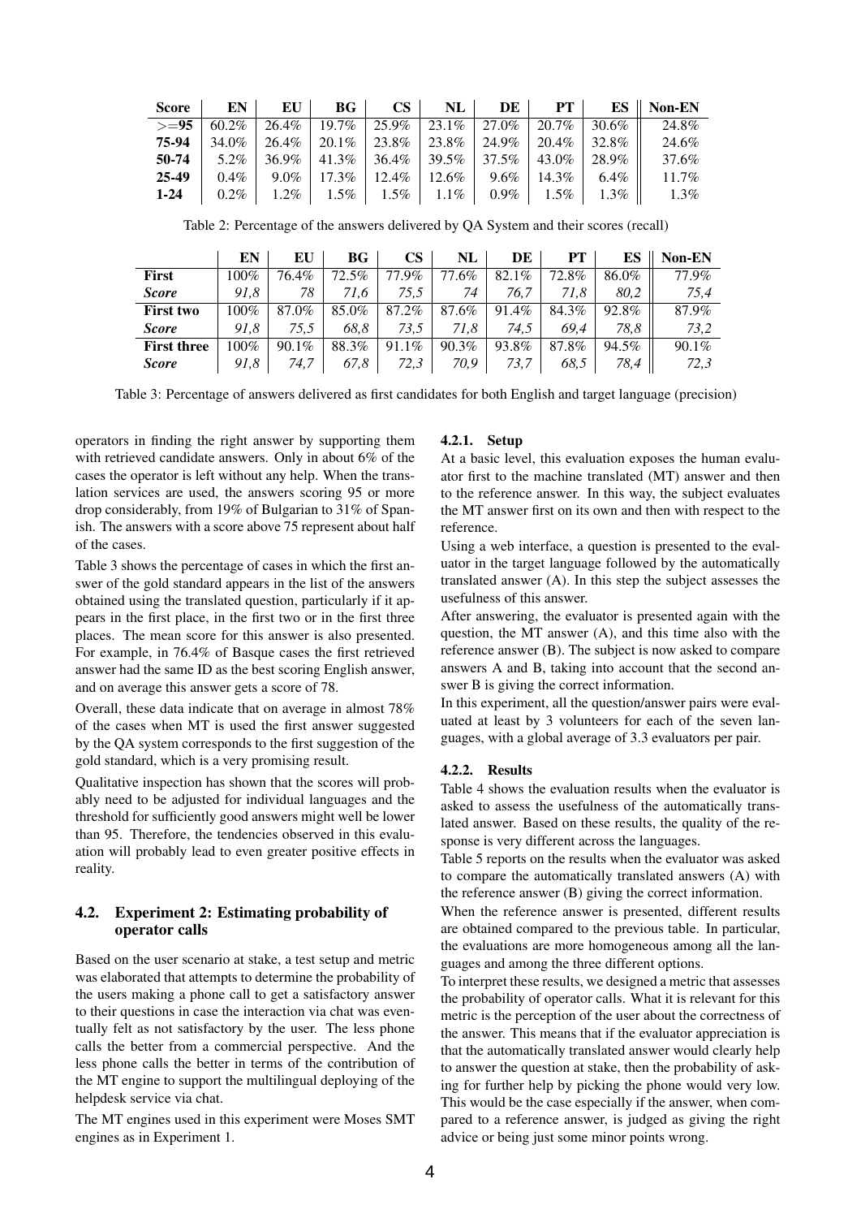| Score | EN | EU | BG | CS | NL | DE | PT | ES | Non-EN |
|---|---|---|---|---|---|---|---|---|---|
| **>=95** | 60.2% | 26.4% | 19.7% | 25.9% | 23.1% | 27.0% | 20.7% | 30.6% | 24.8% |
| **75-94** | 34.0% | 26.4% | 20.1% | 23.8% | 23.8% | 24.9% | 20.4% | 32.8% | 24.6% |
| **50-74** | 5.2% | 36.9% | 41.3% | 36.4% | 39.5% | 37.5% | 43.0% | 28.9% | 37.6% |
| **25-49** | 0.4% | 9.0% | 17.3% | 12.4% | 12.6% | 9.6% | 14.3% | 6.4% | 11.7% |
| **1-24** | 0.2% | 1.2% | 1.5% | 1.5% | 1.1% | 0.9% | 1.5% | 1.3% | 1.3% |

Table 2: Percentage of the answers delivered by QA System and their scores (recall)

| | EN | EU | BG | CS | NL | DE | PT | ES | Non-EN |
|---|---|---|---|---|---|---|---|---|---|
| **First** | 100% | 76.4% | 72.5% | 77.9% | 77.6% | 82.1% | 72.8% | 86.0% | 77.9% |
| ***Score*** | *91,8* | *78* | *71,6* | *75,5* | *74* | *76,7* | *71,8* | *80,2* | *75,4* |
| **First two** | 100% | 87.0% | 85.0% | 87.2% | 87.6% | 91.4% | 84.3% | 92.8% | 87.9% |
| ***Score*** | *91,8* | *75,5* | *68,8* | *73,5* | *71,8* | *74,5* | *69,4* | *78,8* | *73,2* |
| **First three** | 100% | 90.1% | 88.3% | 91.1% | 90.3% | 93.8% | 87.8% | 94.5% | 90.1% |
| ***Score*** | *91,8* | *74,7* | *67,8* | *72,3* | *70,9* | *73,7* | *68,5* | *78,4* | *72,3* |

Table 3: Percentage of answers delivered as first candidates for both English and target language (precision)

operators in finding the right answer by supporting them with retrieved candidate answers. Only in about 6% of the cases the operator is left without any help. When the translation services are used, the answers scoring 95 or more drop considerably, from 19% of Bulgarian to 31% of Spanish. The answers with a score above 75 represent about half of the cases.

Table 3 shows the percentage of cases in which the first answer of the gold standard appears in the list of the answers obtained using the translated question, particularly if it appears in the first place, in the first two or in the first three places. The mean score for this answer is also presented. For example, in 76.4% of Basque cases the first retrieved answer had the same ID as the best scoring English answer, and on average this answer gets a score of 78.

Overall, these data indicate that on average in almost 78% of the cases when MT is used the first answer suggested by the QA system corresponds to the first suggestion of the gold standard, which is a very promising result.

Qualitative inspection has shown that the scores will probably need to be adjusted for individual languages and the threshold for sufficiently good answers might well be lower than 95. Therefore, the tendencies observed in this evaluation will probably lead to even greater positive effects in reality.

### 4.2. Experiment 2: Estimating probability of operator calls

Based on the user scenario at stake, a test setup and metric was elaborated that attempts to determine the probability of the users making a phone call to get a satisfactory answer to their questions in case the interaction via chat was eventually felt as not satisfactory by the user. The less phone calls the better from a commercial perspective. And the less phone calls the better in terms of the contribution of the MT engine to support the multilingual deploying of the helpdesk service via chat.

The MT engines used in this experiment were Moses SMT engines as in Experiment 1.

#### 4.2.1. Setup

At a basic level, this evaluation exposes the human evaluator first to the machine translated (MT) answer and then to the reference answer. In this way, the subject evaluates the MT answer first on its own and then with respect to the reference.

Using a web interface, a question is presented to the evaluator in the target language followed by the automatically translated answer (A). In this step the subject assesses the usefulness of this answer.

After answering, the evaluator is presented again with the question, the MT answer (A), and this time also with the reference answer (B). The subject is now asked to compare answers A and B, taking into account that the second answer B is giving the correct information.

In this experiment, all the question/answer pairs were evaluated at least by 3 volunteers for each of the seven languages, with a global average of 3.3 evaluators per pair.

#### 4.2.2. Results

Table 4 shows the evaluation results when the evaluator is asked to assess the usefulness of the automatically translated answer. Based on these results, the quality of the response is very different across the languages.

Table 5 reports on the results when the evaluator was asked to compare the automatically translated answers (A) with the reference answer (B) giving the correct information.

When the reference answer is presented, different results are obtained compared to the previous table. In particular, the evaluations are more homogeneous among all the languages and among the three different options.

To interpret these results, we designed a metric that assesses the probability of operator calls. What it is relevant for this metric is the perception of the user about the correctness of the answer. This means that if the evaluator appreciation is that the automatically translated answer would clearly help to answer the question at stake, then the probability of asking for further help by picking the phone would very low. This would be the case especially if the answer, when compared to a reference answer, is judged as giving the right advice or being just some minor points wrong.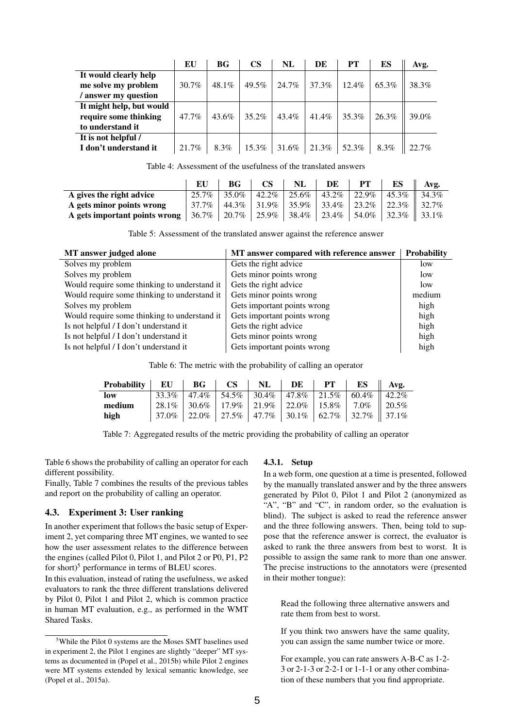| | EU | BG | CS | NL | DE | PT | ES | Avg. |
|---|---|---|---|---|---|---|---|---|
| **It would clearly help me solve my problem / answer my question** | 30.7% | 48.1% | 49.5% | 24.7% | 37.3% | 12.4% | 65.3% | 38.3% |
| **It might help, but would require some thinking to understand it** | 47.7% | 43.6% | 35.2% | 43.4% | 41.4% | 35.3% | 26.3% | 39.0% |
| **It is not helpful / I don't understand it** | 21.7% | 8.3% | 15.3% | 31.6% | 21.3% | 52.3% | 8.3% | 22.7% |

Table 4: Assessment of the usefulness of the translated answers

| | EU | BG | CS | NL | DE | PT | ES | Avg. |
|---|---|---|---|---|---|---|---|---|
| **A gives the right advice** | 25.7% | 35.0% | 42.2% | 25.6% | 43.2% | 22.9% | 45.3% | 34.3% |
| **A gets minor points wrong** | 37.7% | 44.3% | 31.9% | 35.9% | 33.4% | 23.2% | 22.3% | 32.7% |
| **A gets important points wrong** | 36.7% | 20.7% | 25.9% | 38.4% | 23.4% | 54.0% | 32.3% | 33.1% |

Table 5: Assessment of the translated answer against the reference answer

| MT answer judged alone | MT answer compared with reference answer | Probability |
|---|---|---|
| Solves my problem | Gets the right advice | low |
| Solves my problem | Gets minor points wrong | low |
| Would require some thinking to understand it | Gets the right advice | low |
| Would require some thinking to understand it | Gets minor points wrong | medium |
| Solves my problem | Gets important points wrong | high |
| Would require some thinking to understand it | Gets important points wrong | high |
| Is not helpful / I don't understand it | Gets the right advice | high |
| Is not helpful / I don't understand it | Gets minor points wrong | high |
| Is not helpful / I don't understand it | Gets important points wrong | high |

Table 6: The metric with the probability of calling an operator

| Probability | EU | BG | CS | NL | DE | PT | ES | Avg. |
|---|---|---|---|---|---|---|---|---|
| **low** | 33.3% | 47.4% | 54.5% | 30.4% | 47.8% | 21.5% | 60.4% | 42.2% |
| **medium** | 28.1% | 30.6% | 17.9% | 21.9% | 22.0% | 15.8% | 7.0% | 20.5% |
| **high** | 37.0% | 22.0% | 27.5% | 47.7% | 30.1% | 62.7% | 32.7% | 37.1% |

Table 7: Aggregated results of the metric providing the probability of calling an operator

Table 6 shows the probability of calling an operator for each different possibility.

Finally, Table 7 combines the results of the previous tables and report on the probability of calling an operator.

### 4.3. Experiment 3: User ranking

In another experiment that follows the basic setup of Experiment 2, yet comparing three MT engines, we wanted to see how the user assessment relates to the difference between the engines (called Pilot 0, Pilot 1, and Pilot 2 or P0, P1, P2 for short)[5] performance in terms of BLEU scores.

In this evaluation, instead of rating the usefulness, we asked evaluators to rank the three different translations delivered by Pilot 0, Pilot 1 and Pilot 2, which is common practice in human MT evaluation, e.g., as performed in the WMT Shared Tasks.

[5] While the Pilot 0 systems are the Moses SMT baselines used in experiment 2, the Pilot 1 engines are slightly "deeper" MT systems as documented in (Popel et al., 2015b) while Pilot 2 engines were MT systems extended by lexical semantic knowledge, see (Popel et al., 2015a).

#### 4.3.1. Setup

In a web form, one question at a time is presented, followed by the manually translated answer and by the three answers generated by Pilot 0, Pilot 1 and Pilot 2 (anonymized as "A", "B" and "C", in random order, so the evaluation is blind). The subject is asked to read the reference answer and the three following answers. Then, being told to suppose that the reference answer is correct, the evaluator is asked to rank the three answers from best to worst. It is possible to assign the same rank to more than one answer. The precise instructions to the annotators were (presented in their mother tongue):

> Read the following three alternative answers and rate them from best to worst.
>
> If you think two answers have the same quality, you can assign the same number twice or more.
>
> For example, you can rate answers A-B-C as 1-2-3 or 2-1-3 or 2-2-1 or 1-1-1 or any other combination of these numbers that you find appropriate.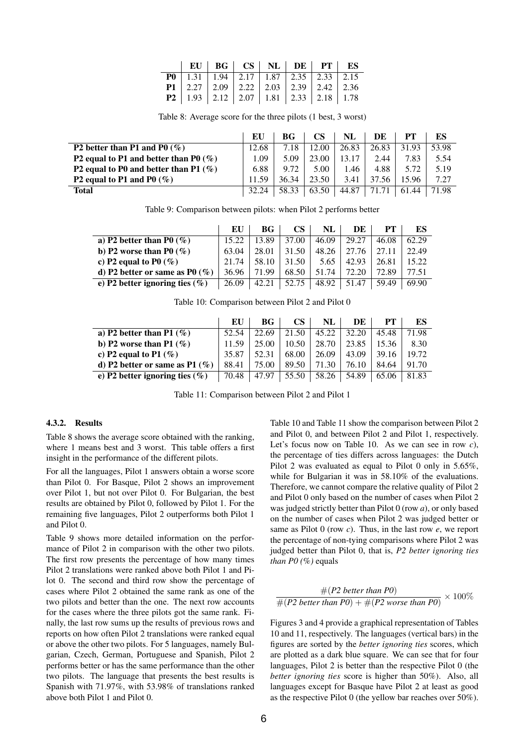| | EU | BG | CS | NL | DE | PT | ES |
|---|---|---|---|---|---|---|---|
| **P0** | 1.31 | 1.94 | 2.17 | 1.87 | 2.35 | 2.33 | 2.15 |
| **P1** | 2.27 | 2.09 | 2.22 | 2.03 | 2.39 | 2.42 | 2.36 |
| **P2** | 1.93 | 2.12 | 2.07 | 1.81 | 2.33 | 2.18 | 1.78 |

Table 8: Average score for the three pilots (1 best, 3 worst)

| | EU | BG | CS | NL | DE | PT | ES |
|---|---|---|---|---|---|---|---|
| **P2 better than P1 and P0 (%)** | 12.68 | 7.18 | 12.00 | 26.83 | 26.83 | 31.93 | 53.98 |
| **P2 equal to P1 and better than P0 (%)** | 1.09 | 5.09 | 23.00 | 13.17 | 2.44 | 7.83 | 5.54 |
| **P2 equal to P0 and better than P1 (%)** | 6.88 | 9.72 | 5.00 | 1.46 | 4.88 | 5.72 | 5.19 |
| **P2 equal to P1 and P0 (%)** | 11.59 | 36.34 | 23.50 | 3.41 | 37.56 | 15.96 | 7.27 |
| **Total** | 32.24 | 58.33 | 63.50 | 44.87 | 71.71 | 61.44 | 71.98 |

Table 9: Comparison between pilots: when Pilot 2 performs better

| | EU | BG | CS | NL | DE | PT | ES |
|---|---|---|---|---|---|---|---|
| **a) P2 better than P0 (%)** | 15.22 | 13.89 | 37.00 | 46.09 | 29.27 | 46.08 | 62.29 |
| **b) P2 worse than P0 (%)** | 63.04 | 28.01 | 31.50 | 48.26 | 27.76 | 27.11 | 22.49 |
| **c) P2 equal to P0 (%)** | 21.74 | 58.10 | 31.50 | 5.65 | 42.93 | 26.81 | 15.22 |
| **d) P2 better or same as P0 (%)** | 36.96 | 71.99 | 68.50 | 51.74 | 72.20 | 72.89 | 77.51 |
| **e) P2 better ignoring ties (%)** | 26.09 | 42.21 | 52.75 | 48.92 | 51.47 | 59.49 | 69.90 |

Table 10: Comparison between Pilot 2 and Pilot 0

| | EU | BG | CS | NL | DE | PT | ES |
|---|---|---|---|---|---|---|---|
| **a) P2 better than P1 (%)** | 52.54 | 22.69 | 21.50 | 45.22 | 32.20 | 45.48 | 71.98 |
| **b) P2 worse than P1 (%)** | 11.59 | 25.00 | 10.50 | 28.70 | 23.85 | 15.36 | 8.30 |
| **c) P2 equal to P1 (%)** | 35.87 | 52.31 | 68.00 | 26.09 | 43.09 | 39.16 | 19.72 |
| **d) P2 better or same as P1 (%)** | 88.41 | 75.00 | 89.50 | 71.30 | 76.10 | 84.64 | 91.70 |
| **e) P2 better ignoring ties (%)** | 70.48 | 47.97 | 55.50 | 58.26 | 54.89 | 65.06 | 81.83 |

Table 11: Comparison between Pilot 2 and Pilot 1

#### 4.3.2. Results

Table 8 shows the average score obtained with the ranking, where 1 means best and 3 worst. This table offers a first insight in the performance of the different pilots.

For all the languages, Pilot 1 answers obtain a worse score than Pilot 0. For Basque, Pilot 2 shows an improvement over Pilot 1, but not over Pilot 0. For Bulgarian, the best results are obtained by Pilot 0, followed by Pilot 1. For the remaining five languages, Pilot 2 outperforms both Pilot 1 and Pilot 0.

Table 9 shows more detailed information on the performance of Pilot 2 in comparison with the other two pilots. The first row presents the percentage of how many times Pilot 2 translations were ranked above both Pilot 1 and Pilot 0. The second and third row show the percentage of cases where Pilot 2 obtained the same rank as one of the two pilots and better than the one. The next row accounts for the cases where the three pilots got the same rank. Finally, the last row sums up the results of previous rows and reports on how often Pilot 2 translations were ranked equal or above the other two pilots. For 5 languages, namely Bulgarian, Czech, German, Portuguese and Spanish, Pilot 2 performs better or has the same performance than the other two pilots. The language that presents the best results is Spanish with 71.97%, with 53.98% of translations ranked above both Pilot 1 and Pilot 0.

Table 10 and Table 11 show the comparison between Pilot 2 and Pilot 0, and between Pilot 2 and Pilot 1, respectively. Let's focus now on Table 10. As we can see in row *c*), the percentage of ties differs across languages: the Dutch Pilot 2 was evaluated as equal to Pilot 0 only in 5.65%, while for Bulgarian it was in 58.10% of the evaluations. Therefore, we cannot compare the relative quality of Pilot 2 and Pilot 0 only based on the number of cases when Pilot 2 was judged strictly better than Pilot 0 (row *a*), or only based on the number of cases when Pilot 2 was judged better or same as Pilot 0 (row *c*). Thus, in the last row *e*, we report the percentage of non-tying comparisons where Pilot 2 was judged better than Pilot 0, that is, *P2 better ignoring ties than P0 (%)* equals

$$\frac{\#(\textit{P2 better than P0})}{\#(\textit{P2 better than P0}) + \#(\textit{P2 worse than P0})} \times 100\%$$

Figures 3 and 4 provide a graphical representation of Tables 10 and 11, respectively. The languages (vertical bars) in the figures are sorted by the *better ignoring ties* scores, which are plotted as a dark blue square. We can see that for four languages, Pilot 2 is better than the respective Pilot 0 (the *better ignoring ties* score is higher than 50%). Also, all languages except for Basque have Pilot 2 at least as good as the respective Pilot 0 (the yellow bar reaches over 50%).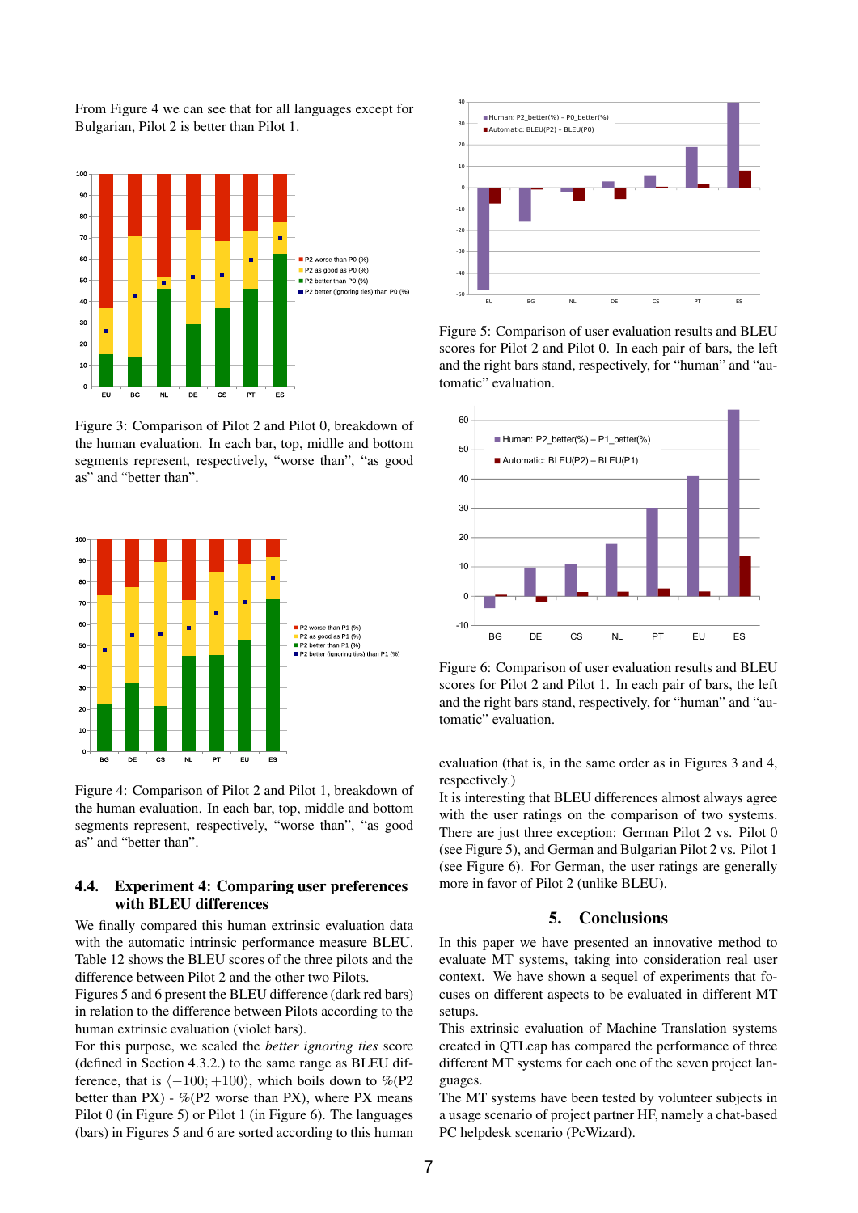From Figure 4 we can see that for all languages except for Bulgarian, Pilot 2 is better than Pilot 1.

100
90
80
70
60
50
40
30
20
10
0
EU BG NL DE CS PT ES

P2 worse than P0 (%)
P2 as good as P0 (%)
P2 better than P0 (%)
P2 better (ignoring ties) than P0 (%)

Figure 3: Comparison of Pilot 2 and Pilot 0, breakdown of the human evaluation. In each bar, top, midlle and bottom segments represent, respectively, "worse than", "as good as" and "better than".

100
90
80
70
60
50
40
30
20
10
0
BG DE CS NL PT EU ES

P2 worse than P1 (%)
P2 as good as P1 (%)
P2 better than P1 (%)
P2 better (ignoring ties) than P1 (%)

Figure 4: Comparison of Pilot 2 and Pilot 1, breakdown of the human evaluation. In each bar, top, middle and bottom segments represent, respectively, "worse than", "as good as" and "better than".

### 4.4. Experiment 4: Comparing user preferences with BLEU differences

We finally compared this human extrinsic evaluation data with the automatic intrinsic performance measure BLEU. Table 12 shows the BLEU scores of the three pilots and the difference between Pilot 2 and the other two Pilots.

Figures 5 and 6 present the BLEU difference (dark red bars) in relation to the difference between Pilots according to the human extrinsic evaluation (violet bars).

For this purpose, we scaled the *better ignoring ties* score (defined in Section 4.3.2.) to the same range as BLEU difference, that is $\langle -100; +100 \rangle$, which boils down to %(P2 better than PX) - %(P2 worse than PX), where PX means Pilot 0 (in Figure 5) or Pilot 1 (in Figure 6). The languages (bars) in Figures 5 and 6 are sorted according to this human

40
30
20
10
0
-10
-20
-30
-40
-50
EU BG NL DE CS PT ES

Human: P2_better(%) - P0_better(%)
Automatic: BLEU(P2) - BLEU(P0)

Figure 5: Comparison of user evaluation results and BLEU scores for Pilot 2 and Pilot 0. In each pair of bars, the left and the right bars stand, respectively, for "human" and "automatic" evaluation.

60
50
40
30
20
10
0
-10
BG DE CS NL PT EU ES

Human: P2_better(%) – P1_better(%)
Automatic: BLEU(P2) – BLEU(P1)

Figure 6: Comparison of user evaluation results and BLEU scores for Pilot 2 and Pilot 1. In each pair of bars, the left and the right bars stand, respectively, for "human" and "automatic" evaluation.

evaluation (that is, in the same order as in Figures 3 and 4, respectively.)

It is interesting that BLEU differences almost always agree with the user ratings on the comparison of two systems. There are just three exception: German Pilot 2 vs. Pilot 0 (see Figure 5), and German and Bulgarian Pilot 2 vs. Pilot 1 (see Figure 6). For German, the user ratings are generally more in favor of Pilot 2 (unlike BLEU).

## 5. Conclusions

In this paper we have presented an innovative method to evaluate MT systems, taking into consideration real user context. We have shown a sequel of experiments that focuses on different aspects to be evaluated in different MT setups.

This extrinsic evaluation of Machine Translation systems created in QTLeap has compared the performance of three different MT systems for each one of the seven project languages.

The MT systems have been tested by volunteer subjects in a usage scenario of project partner HF, namely a chat-based PC helpdesk scenario (PcWizard).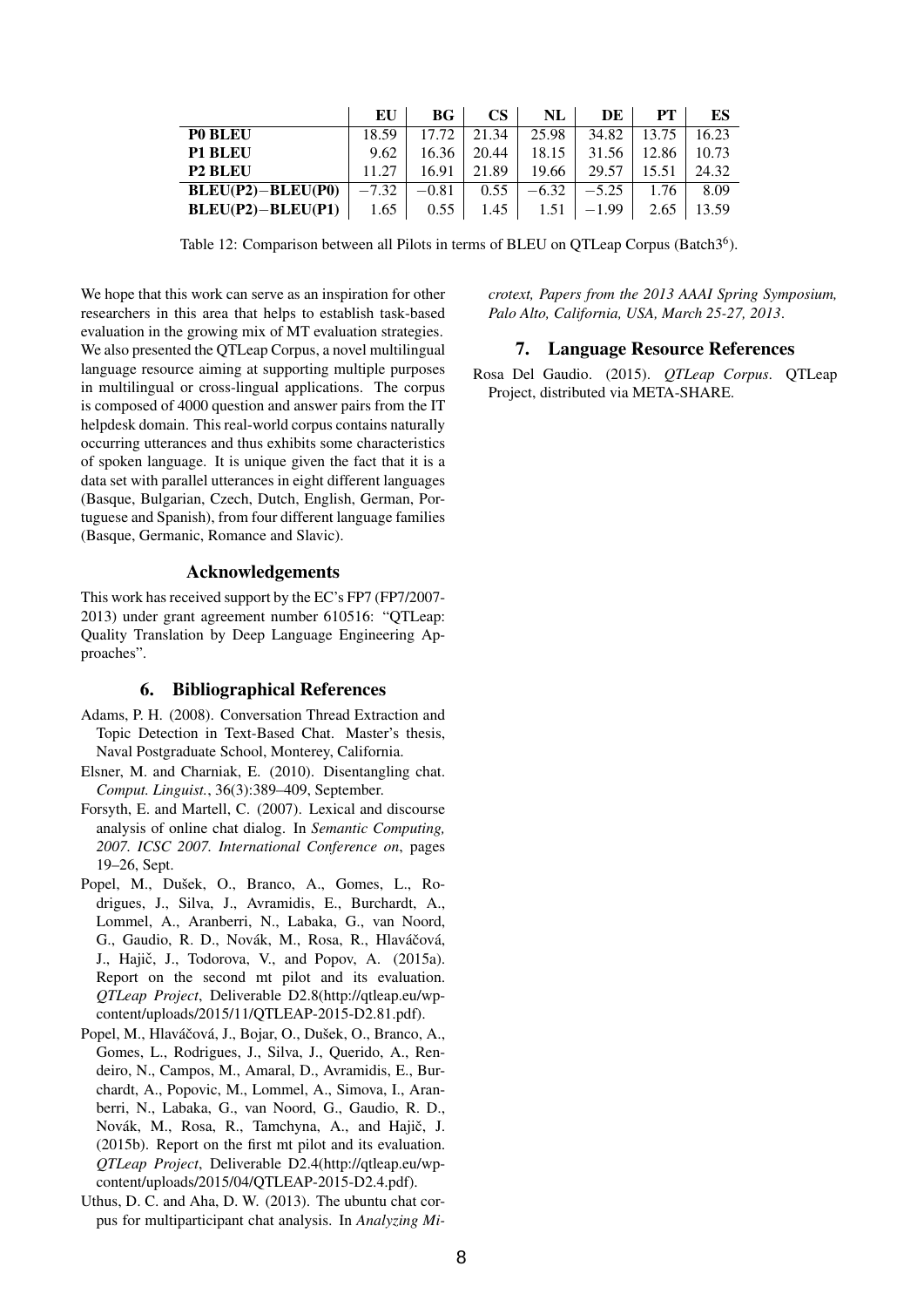| | EU | BG | CS | NL | DE | PT | ES |
|---|---|---|---|---|---|---|---|
| **P0 BLEU** | 18.59 | 17.72 | 21.34 | 25.98 | 34.82 | 13.75 | 16.23 |
| **P1 BLEU** | 9.62 | 16.36 | 20.44 | 18.15 | 31.56 | 12.86 | 10.73 |
| **P2 BLEU** | 11.27 | 16.91 | 21.89 | 19.66 | 29.57 | 15.51 | 24.32 |
| **BLEU(P2)−BLEU(P0)** | −7.32 | −0.81 | 0.55 | −6.32 | −5.25 | 1.76 | 8.09 |
| **BLEU(P2)−BLEU(P1)** | 1.65 | 0.55 | 1.45 | 1.51 | −1.99 | 2.65 | 13.59 |

Table 12: Comparison between all Pilots in terms of BLEU on QTLeap Corpus (Batch3[6]).

We hope that this work can serve as an inspiration for other researchers in this area that helps to establish task-based evaluation in the growing mix of MT evaluation strategies. We also presented the QTLeap Corpus, a novel multilingual language resource aiming at supporting multiple purposes in multilingual or cross-lingual applications. The corpus is composed of 4000 question and answer pairs from the IT helpdesk domain. This real-world corpus contains naturally occurring utterances and thus exhibits some characteristics of spoken language. It is unique given the fact that it is a data set with parallel utterances in eight different languages (Basque, Bulgarian, Czech, Dutch, English, German, Portuguese and Spanish), from four different language families (Basque, Germanic, Romance and Slavic).

## Acknowledgements

This work has received support by the EC's FP7 (FP7/2007-2013) under grant agreement number 610516: "QTLeap: Quality Translation by Deep Language Engineering Approaches".

## 6. Bibliographical References

Adams, P. H. (2008). Conversation Thread Extraction and Topic Detection in Text-Based Chat. Master's thesis, Naval Postgraduate School, Monterey, California.

Elsner, M. and Charniak, E. (2010). Disentangling chat. *Comput. Linguist.*, 36(3):389–409, September.

Forsyth, E. and Martell, C. (2007). Lexical and discourse analysis of online chat dialog. In *Semantic Computing, 2007. ICSC 2007. International Conference on*, pages 19–26, Sept.

Popel, M., Dušek, O., Branco, A., Gomes, L., Rodrigues, J., Silva, J., Avramidis, E., Burchardt, A., Lommel, A., Aranberri, N., Labaka, G., van Noord, G., Gaudio, R. D., Novák, M., Rosa, R., Hlaváčová, J., Hajič, J., Todorova, V., and Popov, A. (2015a). Report on the second mt pilot and its evaluation. *QTLeap Project*, Deliverable D2.8(http://qtleap.eu/wp-content/uploads/2015/11/QTLEAP-2015-D2.81.pdf).

Popel, M., Hlaváčová, J., Bojar, O., Dušek, O., Branco, A., Gomes, L., Rodrigues, J., Silva, J., Querido, A., Rendeiro, N., Campos, M., Amaral, D., Avramidis, E., Burchardt, A., Popovic, M., Lommel, A., Simova, I., Aranberri, N., Labaka, G., van Noord, G., Gaudio, R. D., Novák, M., Rosa, R., Tamchyna, A., and Hajič, J. (2015b). Report on the first mt pilot and its evaluation. *QTLeap Project*, Deliverable D2.4(http://qtleap.eu/wp-content/uploads/2015/04/QTLEAP-2015-D2.4.pdf).

Uthus, D. C. and Aha, D. W. (2013). The ubuntu chat corpus for multiparticipant chat analysis. In *Analyzing Microtext, Papers from the 2013 AAAI Spring Symposium, Palo Alto, California, USA, March 25-27, 2013*.

## 7. Language Resource References

Rosa Del Gaudio. (2015). *QTLeap Corpus*. QTLeap Project, distributed via META-SHARE.